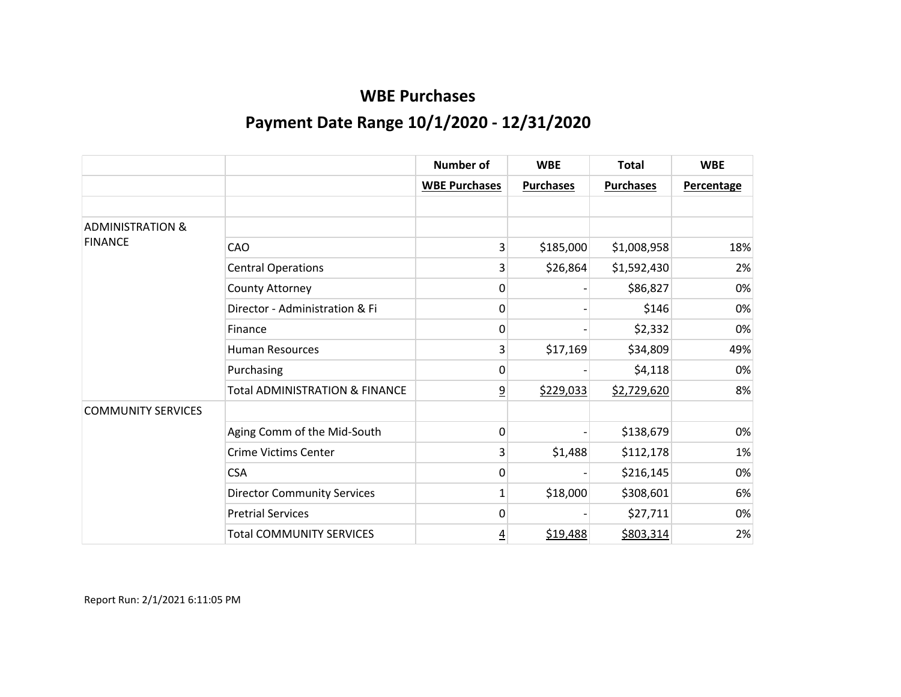# WBE Purchases

## Payment Date Range 10/1/2020 - 12/31/2020

| | | Number of WBE Purchases | WBE Purchases | Total Purchases | WBE Percentage |
|---|---|---|---|---|---|
| | | | | | |
| ADMINISTRATION & FINANCE | | | | | |
| | CAO | 3 | $185,000 | $1,008,958 | 18% |
| | Central Operations | 3 | $26,864 | $1,592,430 | 2% |
| | County Attorney | 0 | - | $86,827 | 0% |
| | Director - Administration & Fi | 0 | - | $146 | 0% |
| | Finance | 0 | - | $2,332 | 0% |
| | Human Resources | 3 | $17,169 | $34,809 | 49% |
| | Purchasing | 0 | - | $4,118 | 0% |
| | Total ADMINISTRATION & FINANCE | 9 | $229,033 | $2,729,620 | 8% |
| COMMUNITY SERVICES | | | | | |
| | Aging Comm of the Mid-South | 0 | - | $138,679 | 0% |
| | Crime Victims Center | 3 | $1,488 | $112,178 | 1% |
| | CSA | 0 | - | $216,145 | 0% |
| | Director Community Services | 1 | $18,000 | $308,601 | 6% |
| | Pretrial Services | 0 | - | $27,711 | 0% |
| | Total COMMUNITY SERVICES | 4 | $19,488 | $803,314 | 2% |

Report Run: 2/1/2021 6:11:05 PM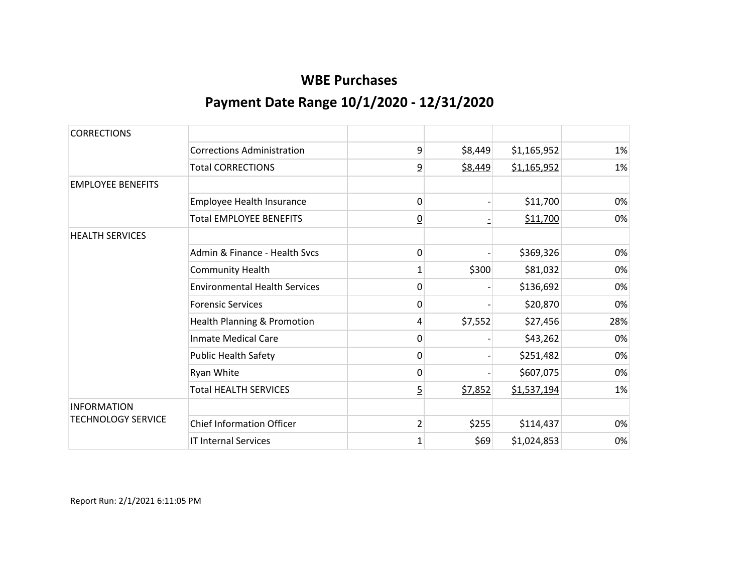# WBE Purchases

## Payment Date Range 10/1/2020 - 12/31/2020

| | | | | | |
|---|---|---|---|---|---|
| CORRECTIONS | | | | | |
| | Corrections Administration | 9 | $8,449 | $1,165,952 | 1% |
| | Total CORRECTIONS | 9 | $8,449 | $1,165,952 | 1% |
| EMPLOYEE BENEFITS | | | | | |
| | Employee Health Insurance | 0 | - | $11,700 | 0% |
| | Total EMPLOYEE BENEFITS | 0 | - | $11,700 | 0% |
| HEALTH SERVICES | | | | | |
| | Admin & Finance - Health Svcs | 0 | - | $369,326 | 0% |
| | Community Health | 1 | $300 | $81,032 | 0% |
| | Environmental Health Services | 0 | - | $136,692 | 0% |
| | Forensic Services | 0 | - | $20,870 | 0% |
| | Health Planning & Promotion | 4 | $7,552 | $27,456 | 28% |
| | Inmate Medical Care | 0 | - | $43,262 | 0% |
| | Public Health Safety | 0 | - | $251,482 | 0% |
| | Ryan White | 0 | - | $607,075 | 0% |
| | Total HEALTH SERVICES | 5 | $7,852 | $1,537,194 | 1% |
| INFORMATION TECHNOLOGY SERVICE | | | | | |
| | Chief Information Officer | 2 | $255 | $114,437 | 0% |
| | IT Internal Services | 1 | $69 | $1,024,853 | 0% |

Report Run: 2/1/2021 6:11:05 PM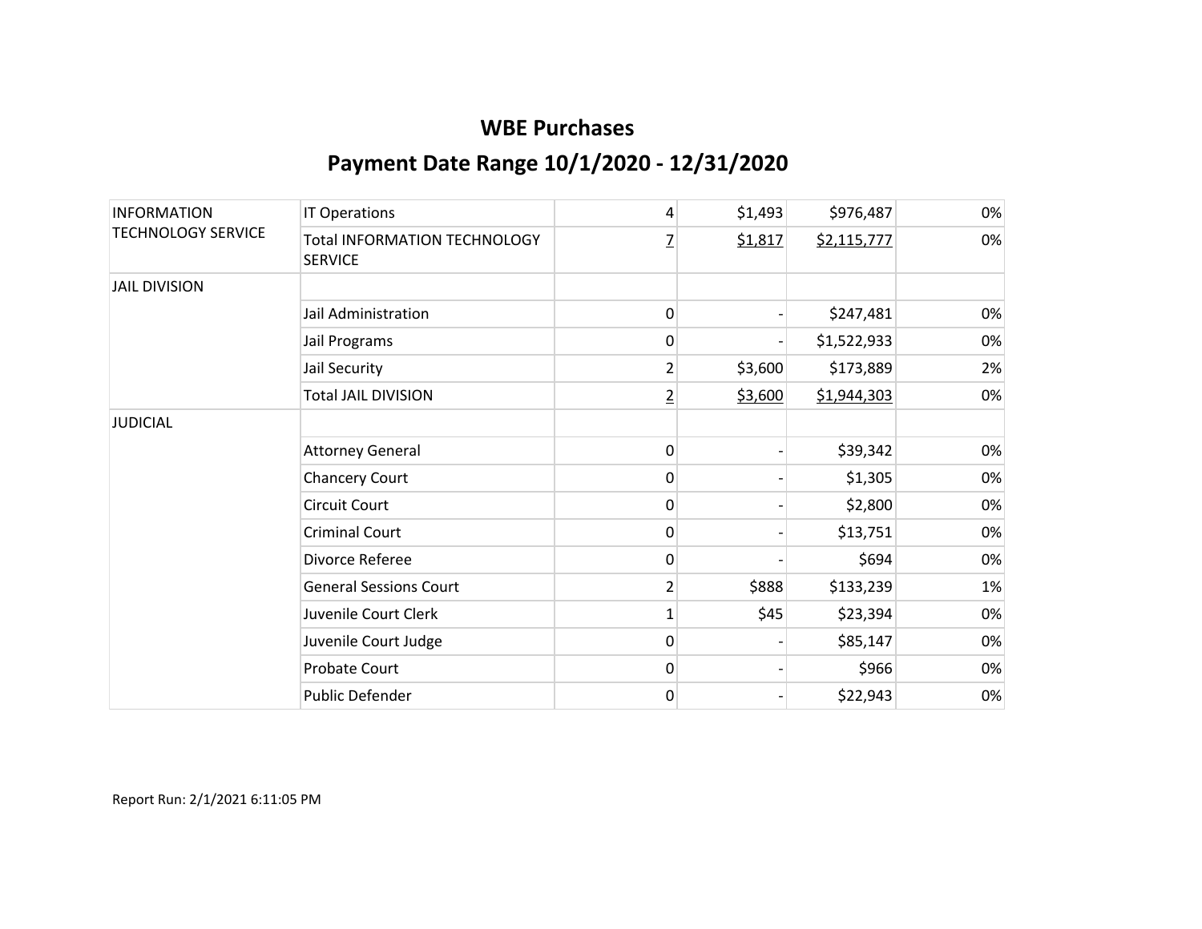# WBE Purchases

## Payment Date Range 10/1/2020 - 12/31/2020

| | | | | | |
|---|---|---|---|---|---|
| INFORMATION TECHNOLOGY SERVICE | IT Operations | 4 | $1,493 | $976,487 | 0% |
| | Total INFORMATION TECHNOLOGY SERVICE | 7 | $1,817 | $2,115,777 | 0% |
| JAIL DIVISION | | | | | |
| | Jail Administration | 0 | - | $247,481 | 0% |
| | Jail Programs | 0 | - | $1,522,933 | 0% |
| | Jail Security | 2 | $3,600 | $173,889 | 2% |
| | Total JAIL DIVISION | 2 | $3,600 | $1,944,303 | 0% |
| JUDICIAL | | | | | |
| | Attorney General | 0 | - | $39,342 | 0% |
| | Chancery Court | 0 | - | $1,305 | 0% |
| | Circuit Court | 0 | - | $2,800 | 0% |
| | Criminal Court | 0 | - | $13,751 | 0% |
| | Divorce Referee | 0 | - | $694 | 0% |
| | General Sessions Court | 2 | $888 | $133,239 | 1% |
| | Juvenile Court Clerk | 1 | $45 | $23,394 | 0% |
| | Juvenile Court Judge | 0 | - | $85,147 | 0% |
| | Probate Court | 0 | - | $966 | 0% |
| | Public Defender | 0 | - | $22,943 | 0% |

Report Run: 2/1/2021 6:11:05 PM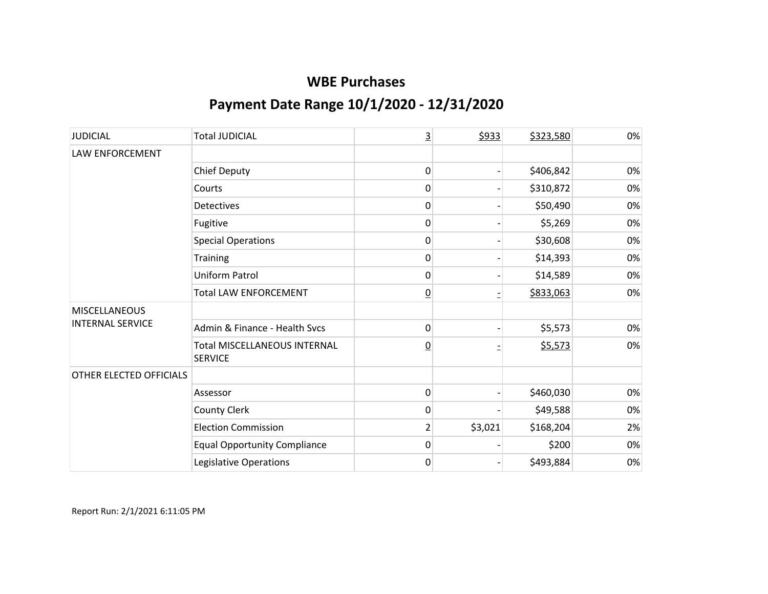# WBE Purchases

## Payment Date Range 10/1/2020 - 12/31/2020

| | | | | | |
|---|---|---|---|---|---|
| JUDICIAL | Total JUDICIAL | 3 | $933 | $323,580 | 0% |
| LAW ENFORCEMENT | | | | | |
| | Chief Deputy | 0 | - | $406,842 | 0% |
| | Courts | 0 | - | $310,872 | 0% |
| | Detectives | 0 | - | $50,490 | 0% |
| | Fugitive | 0 | - | $5,269 | 0% |
| | Special Operations | 0 | - | $30,608 | 0% |
| | Training | 0 | - | $14,393 | 0% |
| | Uniform Patrol | 0 | - | $14,589 | 0% |
| | Total LAW ENFORCEMENT | 0 | - | $833,063 | 0% |
| MISCELLANEOUS INTERNAL SERVICE | | | | | |
| | Admin & Finance - Health Svcs | 0 | - | $5,573 | 0% |
| | Total MISCELLANEOUS INTERNAL SERVICE | 0 | - | $5,573 | 0% |
| OTHER ELECTED OFFICIALS | | | | | |
| | Assessor | 0 | - | $460,030 | 0% |
| | County Clerk | 0 | - | $49,588 | 0% |
| | Election Commission | 2 | $3,021 | $168,204 | 2% |
| | Equal Opportunity Compliance | 0 | - | $200 | 0% |
| | Legislative Operations | 0 | - | $493,884 | 0% |

Report Run: 2/1/2021 6:11:05 PM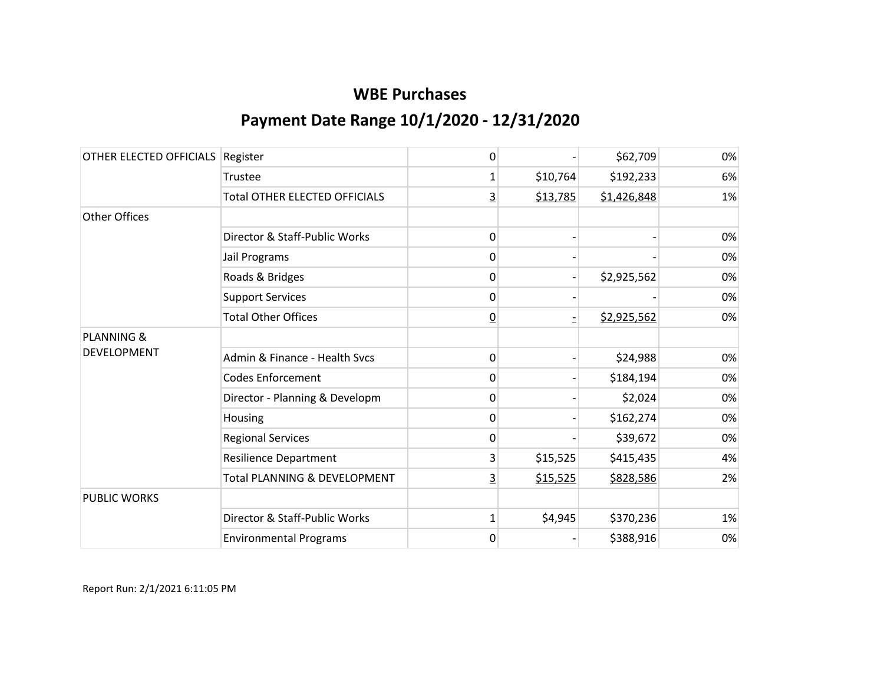# WBE Purchases

## Payment Date Range 10/1/2020 - 12/31/2020

| | | | | | |
|---|---|---|---|---|---|
| OTHER ELECTED OFFICIALS | Register | 0 | - | $62,709 | 0% |
| | Trustee | 1 | $10,764 | $192,233 | 6% |
| | Total OTHER ELECTED OFFICIALS | 3 | $13,785 | $1,426,848 | 1% |
| Other Offices | | | | | |
| | Director & Staff-Public Works | 0 | - | - | 0% |
| | Jail Programs | 0 | - | - | 0% |
| | Roads & Bridges | 0 | - | $2,925,562 | 0% |
| | Support Services | 0 | - | - | 0% |
| | Total Other Offices | 0 | - | $2,925,562 | 0% |
| PLANNING & DEVELOPMENT | | | | | |
| | Admin & Finance - Health Svcs | 0 | - | $24,988 | 0% |
| | Codes Enforcement | 0 | - | $184,194 | 0% |
| | Director - Planning & Developm | 0 | - | $2,024 | 0% |
| | Housing | 0 | - | $162,274 | 0% |
| | Regional Services | 0 | - | $39,672 | 0% |
| | Resilience Department | 3 | $15,525 | $415,435 | 4% |
| | Total PLANNING & DEVELOPMENT | 3 | $15,525 | $828,586 | 2% |
| PUBLIC WORKS | | | | | |
| | Director & Staff-Public Works | 1 | $4,945 | $370,236 | 1% |
| | Environmental Programs | 0 | - | $388,916 | 0% |

Report Run: 2/1/2021 6:11:05 PM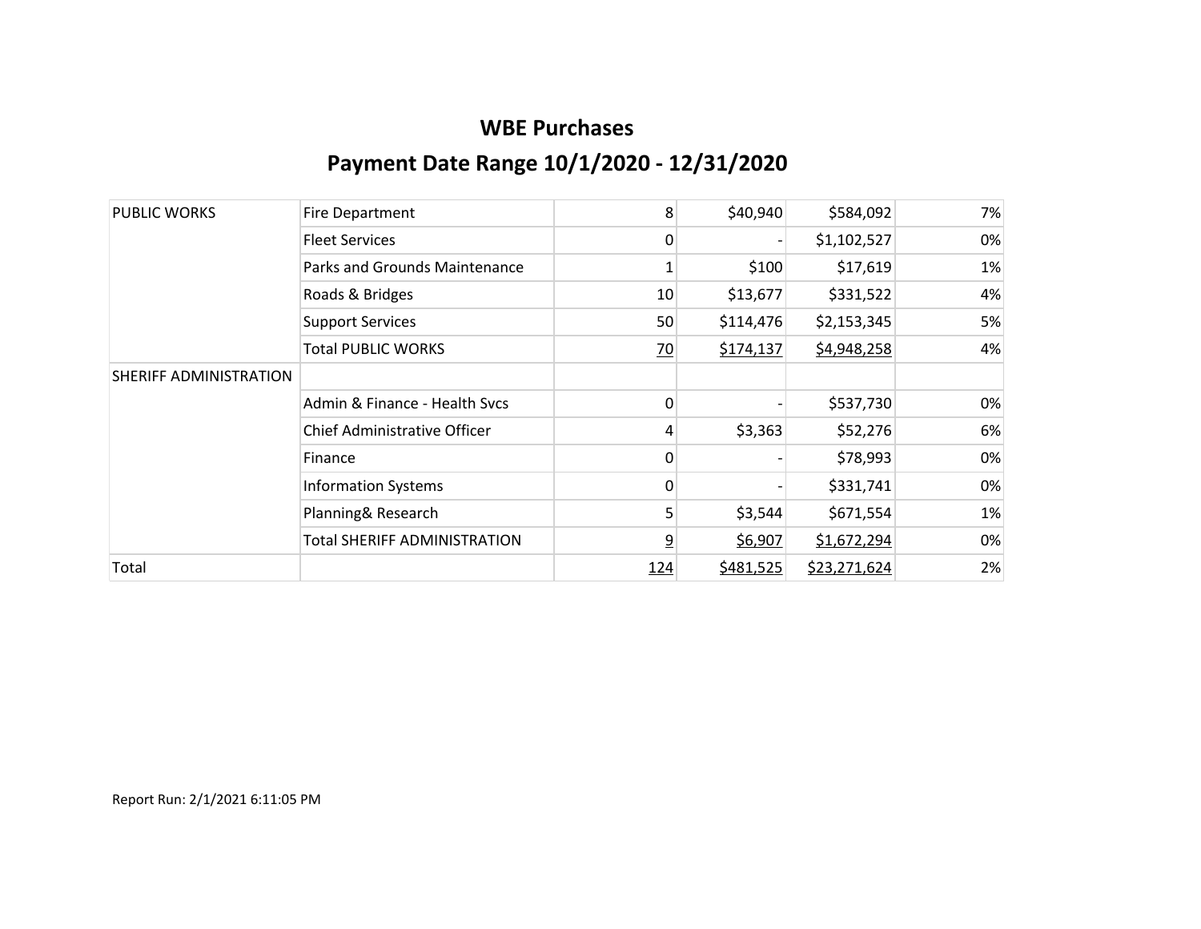# WBE Purchases

## Payment Date Range 10/1/2020 - 12/31/2020

| | | | | | |
|---|---|---|---|---|---|
| PUBLIC WORKS | Fire Department | 8 | $40,940 | $584,092 | 7% |
| | Fleet Services | 0 | - | $1,102,527 | 0% |
| | Parks and Grounds Maintenance | 1 | $100 | $17,619 | 1% |
| | Roads & Bridges | 10 | $13,677 | $331,522 | 4% |
| | Support Services | 50 | $114,476 | $2,153,345 | 5% |
| | Total PUBLIC WORKS | 70 | $174,137 | $4,948,258 | 4% |
| SHERIFF ADMINISTRATION | | | | | |
| | Admin & Finance - Health Svcs | 0 | - | $537,730 | 0% |
| | Chief Administrative Officer | 4 | $3,363 | $52,276 | 6% |
| | Finance | 0 | - | $78,993 | 0% |
| | Information Systems | 0 | - | $331,741 | 0% |
| | Planning& Research | 5 | $3,544 | $671,554 | 1% |
| | Total SHERIFF ADMINISTRATION | 9 | $6,907 | $1,672,294 | 0% |
| Total | | 124 | $481,525 | $23,271,624 | 2% |

Report Run: 2/1/2021 6:11:05 PM